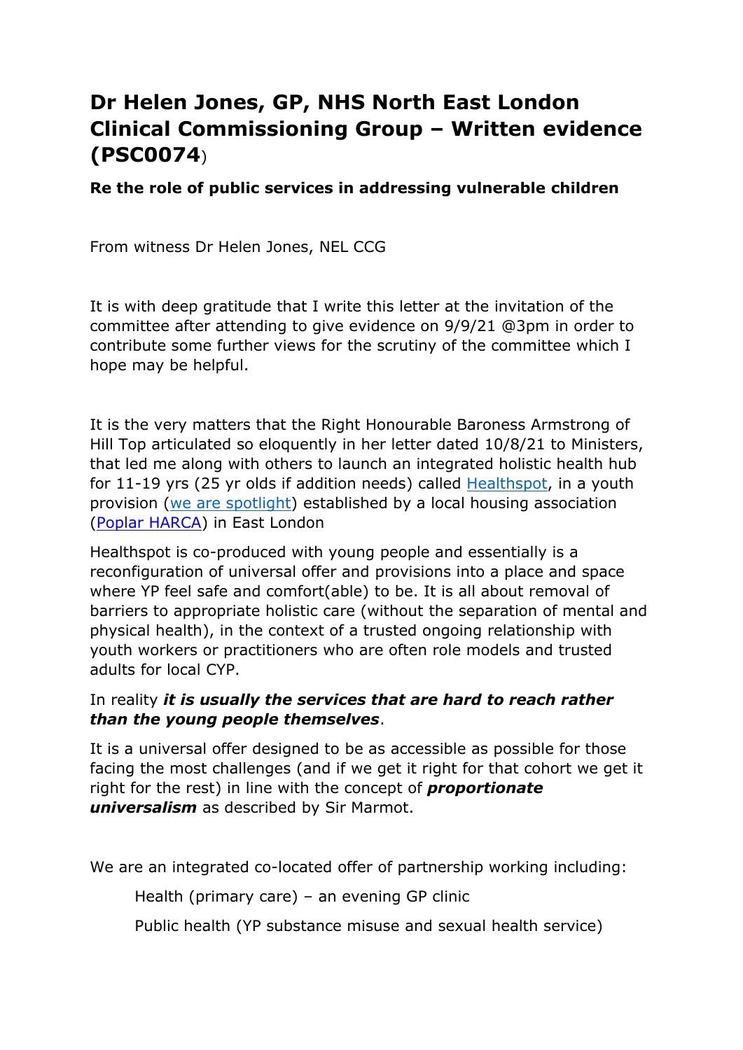# Dr Helen Jones, GP, NHS North East London Clinical Commissioning Group – Written evidence (PSC0074)

**Re the role of public services in addressing vulnerable children**

From witness Dr Helen Jones, NEL CCG

It is with deep gratitude that I write this letter at the invitation of the committee after attending to give evidence on 9/9/21 @3pm in order to contribute some further views for the scrutiny of the committee which I hope may be helpful.

It is the very matters that the Right Honourable Baroness Armstrong of Hill Top articulated so eloquently in her letter dated 10/8/21 to Ministers, that led me along with others to launch an integrated holistic health hub for 11-19 yrs (25 yr olds if addition needs) called Healthspot, in a youth provision (we are spotlight) established by a local housing association (Poplar HARCA) in East London

Healthspot is co-produced with young people and essentially is a reconfiguration of universal offer and provisions into a place and space where YP feel safe and comfort(able) to be. It is all about removal of barriers to appropriate holistic care (without the separation of mental and physical health), in the context of a trusted ongoing relationship with youth workers or practitioners who are often role models and trusted adults for local CYP.

In reality ***it is usually the services that are hard to reach rather than the young people themselves***.

It is a universal offer designed to be as accessible as possible for those facing the most challenges (and if we get it right for that cohort we get it right for the rest) in line with the concept of ***proportionate universalism*** as described by Sir Marmot.

We are an integrated co-located offer of partnership working including:

Health (primary care) – an evening GP clinic

Public health (YP substance misuse and sexual health service)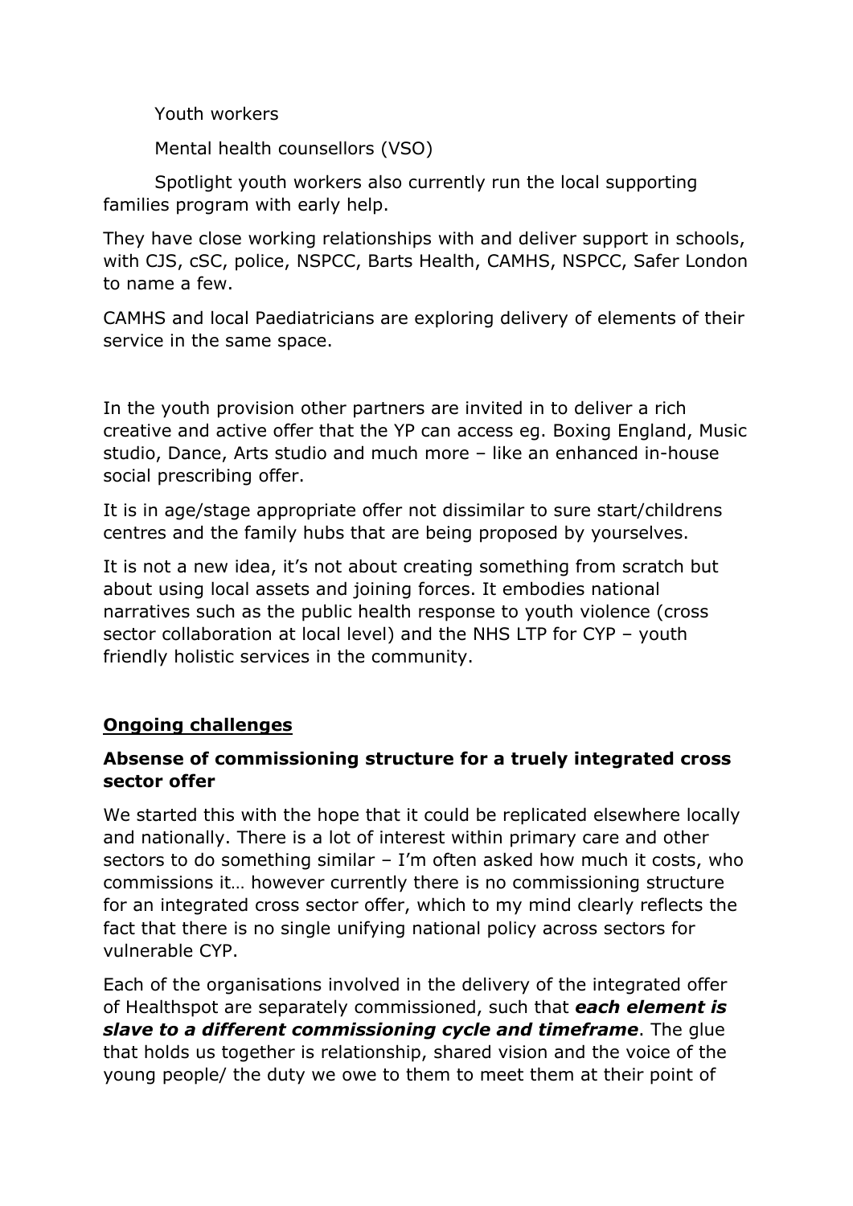Youth workers

Mental health counsellors (VSO)

Spotlight youth workers also currently run the local supporting families program with early help.

They have close working relationships with and deliver support in schools, with CJS, cSC, police, NSPCC, Barts Health, CAMHS, NSPCC, Safer London to name a few.

CAMHS and local Paediatricians are exploring delivery of elements of their service in the same space.

In the youth provision other partners are invited in to deliver a rich creative and active offer that the YP can access eg. Boxing England, Music studio, Dance, Arts studio and much more – like an enhanced in-house social prescribing offer.

It is in age/stage appropriate offer not dissimilar to sure start/childrens centres and the family hubs that are being proposed by yourselves.

It is not a new idea, it's not about creating something from scratch but about using local assets and joining forces. It embodies national narratives such as the public health response to youth violence (cross sector collaboration at local level) and the NHS LTP for CYP – youth friendly holistic services in the community.

## <u>Ongoing challenges</u>

### Absense of commissioning structure for a truely integrated cross sector offer

We started this with the hope that it could be replicated elsewhere locally and nationally. There is a lot of interest within primary care and other sectors to do something similar – I'm often asked how much it costs, who commissions it… however currently there is no commissioning structure for an integrated cross sector offer, which to my mind clearly reflects the fact that there is no single unifying national policy across sectors for vulnerable CYP.

Each of the organisations involved in the delivery of the integrated offer of Healthspot are separately commissioned, such that ***each element is slave to a different commissioning cycle and timeframe***. The glue that holds us together is relationship, shared vision and the voice of the young people/ the duty we owe to them to meet them at their point of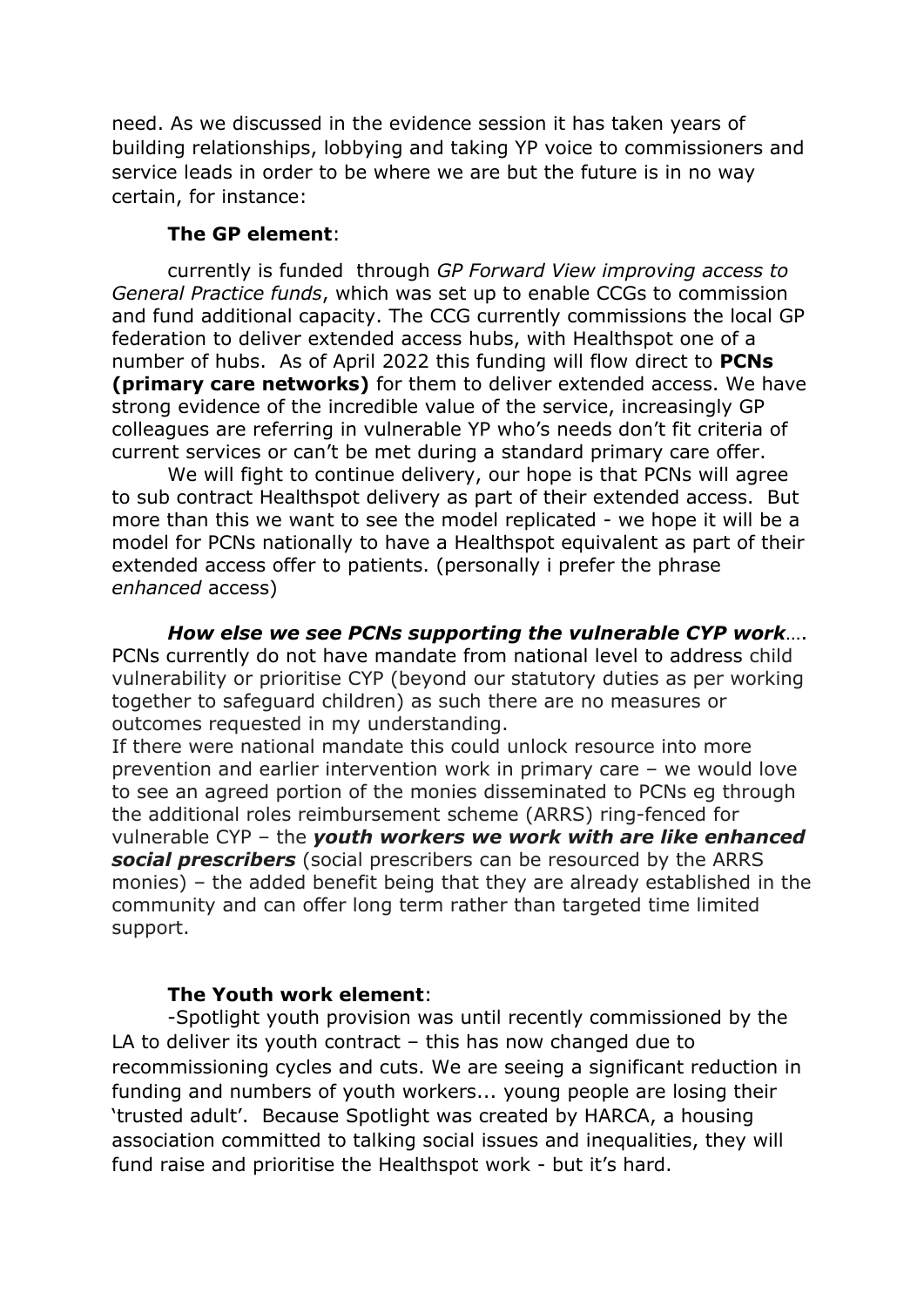need. As we discussed in the evidence session it has taken years of building relationships, lobbying and taking YP voice to commissioners and service leads in order to be where we are but the future is in no way certain, for instance:

**The GP element**:

currently is funded through *GP Forward View improving access to General Practice funds*, which was set up to enable CCGs to commission and fund additional capacity. The CCG currently commissions the local GP federation to deliver extended access hubs, with Healthspot one of a number of hubs. As of April 2022 this funding will flow direct to **PCNs (primary care networks)** for them to deliver extended access. We have strong evidence of the incredible value of the service, increasingly GP colleagues are referring in vulnerable YP who's needs don't fit criteria of current services or can't be met during a standard primary care offer.

We will fight to continue delivery, our hope is that PCNs will agree to sub contract Healthspot delivery as part of their extended access. But more than this we want to see the model replicated - we hope it will be a model for PCNs nationally to have a Healthspot equivalent as part of their extended access offer to patients. (personally i prefer the phrase *enhanced* access)

***How else we see PCNs supporting the vulnerable CYP work***….
PCNs currently do not have mandate from national level to address child vulnerability or prioritise CYP (beyond our statutory duties as per working together to safeguard children) as such there are no measures or outcomes requested in my understanding.
If there were national mandate this could unlock resource into more prevention and earlier intervention work in primary care – we would love to see an agreed portion of the monies disseminated to PCNs eg through the additional roles reimbursement scheme (ARRS) ring-fenced for vulnerable CYP – the ***youth workers we work with are like enhanced social prescribers*** (social prescribers can be resourced by the ARRS monies) – the added benefit being that they are already established in the community and can offer long term rather than targeted time limited support.

**The Youth work element**:

-Spotlight youth provision was until recently commissioned by the LA to deliver its youth contract – this has now changed due to recommissioning cycles and cuts. We are seeing a significant reduction in funding and numbers of youth workers... young people are losing their 'trusted adult'. Because Spotlight was created by HARCA, a housing association committed to talking social issues and inequalities, they will fund raise and prioritise the Healthspot work - but it's hard.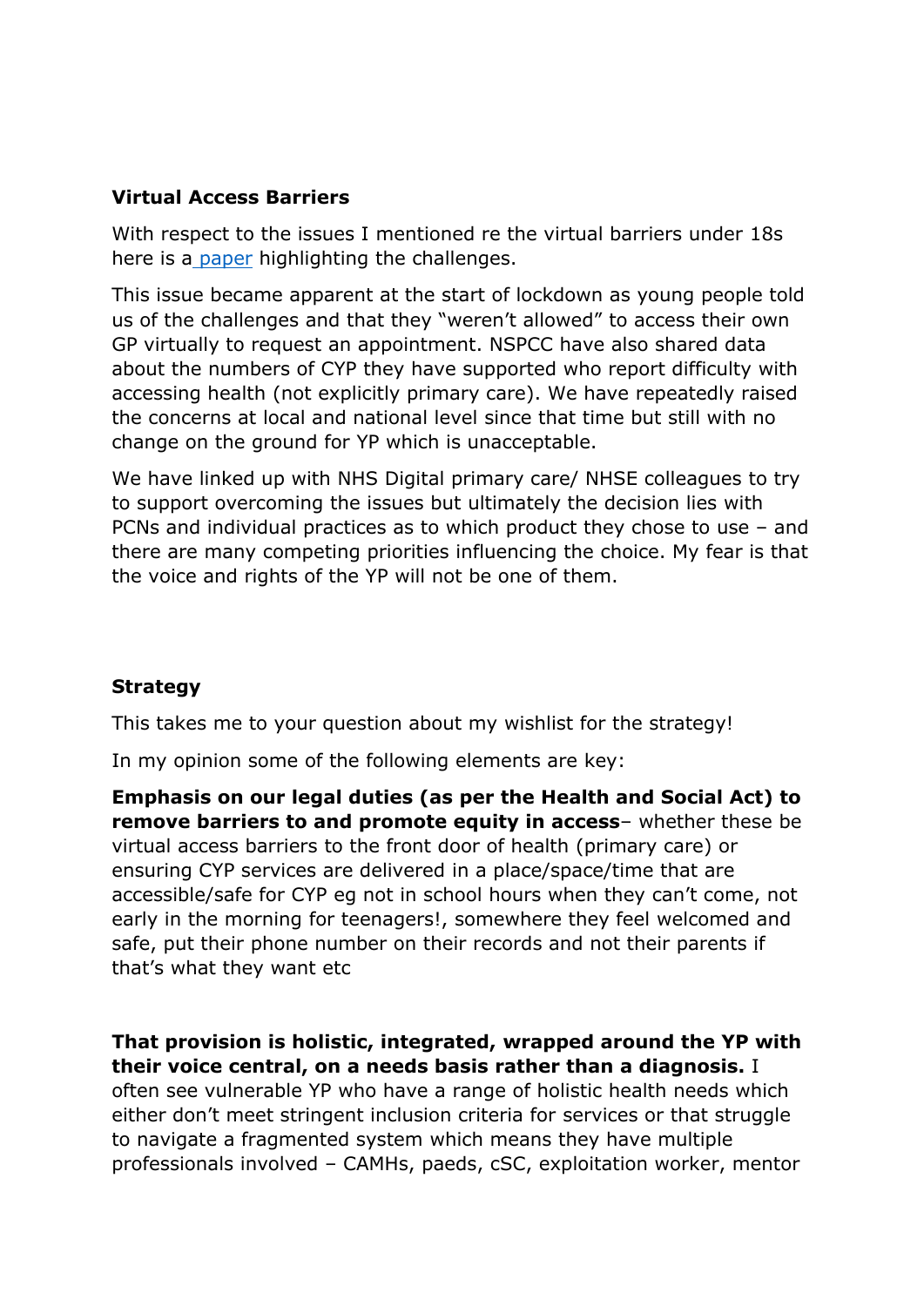**Virtual Access Barriers**

With respect to the issues I mentioned re the virtual barriers under 18s here is a paper highlighting the challenges.

This issue became apparent at the start of lockdown as young people told us of the challenges and that they "weren't allowed" to access their own GP virtually to request an appointment. NSPCC have also shared data about the numbers of CYP they have supported who report difficulty with accessing health (not explicitly primary care). We have repeatedly raised the concerns at local and national level since that time but still with no change on the ground for YP which is unacceptable.

We have linked up with NHS Digital primary care/ NHSE colleagues to try to support overcoming the issues but ultimately the decision lies with PCNs and individual practices as to which product they chose to use – and there are many competing priorities influencing the choice. My fear is that the voice and rights of the YP will not be one of them.

**Strategy**

This takes me to your question about my wishlist for the strategy!

In my opinion some of the following elements are key:

**Emphasis on our legal duties (as per the Health and Social Act) to remove barriers to and promote equity in access**– whether these be virtual access barriers to the front door of health (primary care) or ensuring CYP services are delivered in a place/space/time that are accessible/safe for CYP eg not in school hours when they can't come, not early in the morning for teenagers!, somewhere they feel welcomed and safe, put their phone number on their records and not their parents if that's what they want etc

**That provision is holistic, integrated, wrapped around the YP with their voice central, on a needs basis rather than a diagnosis.** I often see vulnerable YP who have a range of holistic health needs which either don't meet stringent inclusion criteria for services or that struggle to navigate a fragmented system which means they have multiple professionals involved – CAMHs, paeds, cSC, exploitation worker, mentor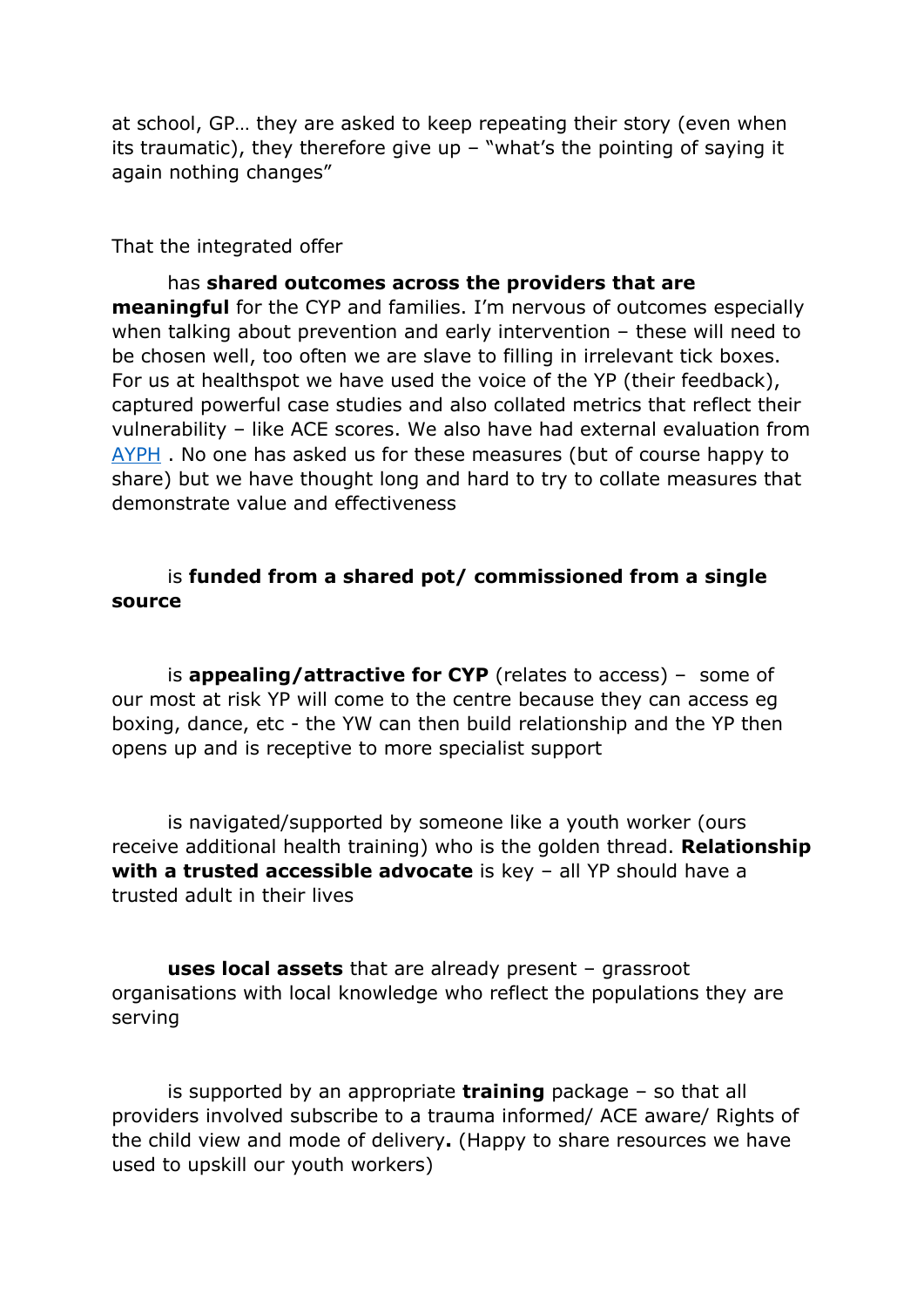at school, GP… they are asked to keep repeating their story (even when its traumatic), they therefore give up – "what's the pointing of saying it again nothing changes"

That the integrated offer

has **shared outcomes across the providers that are meaningful** for the CYP and families. I'm nervous of outcomes especially when talking about prevention and early intervention – these will need to be chosen well, too often we are slave to filling in irrelevant tick boxes. For us at healthspot we have used the voice of the YP (their feedback), captured powerful case studies and also collated metrics that reflect their vulnerability – like ACE scores. We also have had external evaluation from AYPH . No one has asked us for these measures (but of course happy to share) but we have thought long and hard to try to collate measures that demonstrate value and effectiveness

is **funded from a shared pot/ commissioned from a single source**

is **appealing/attractive for CYP** (relates to access) – some of our most at risk YP will come to the centre because they can access eg boxing, dance, etc - the YW can then build relationship and the YP then opens up and is receptive to more specialist support

is navigated/supported by someone like a youth worker (ours receive additional health training) who is the golden thread. **Relationship with a trusted accessible advocate** is key – all YP should have a trusted adult in their lives

**uses local assets** that are already present – grassroot organisations with local knowledge who reflect the populations they are serving

is supported by an appropriate **training** package – so that all providers involved subscribe to a trauma informed/ ACE aware/ Rights of the child view and mode of delivery**.** (Happy to share resources we have used to upskill our youth workers)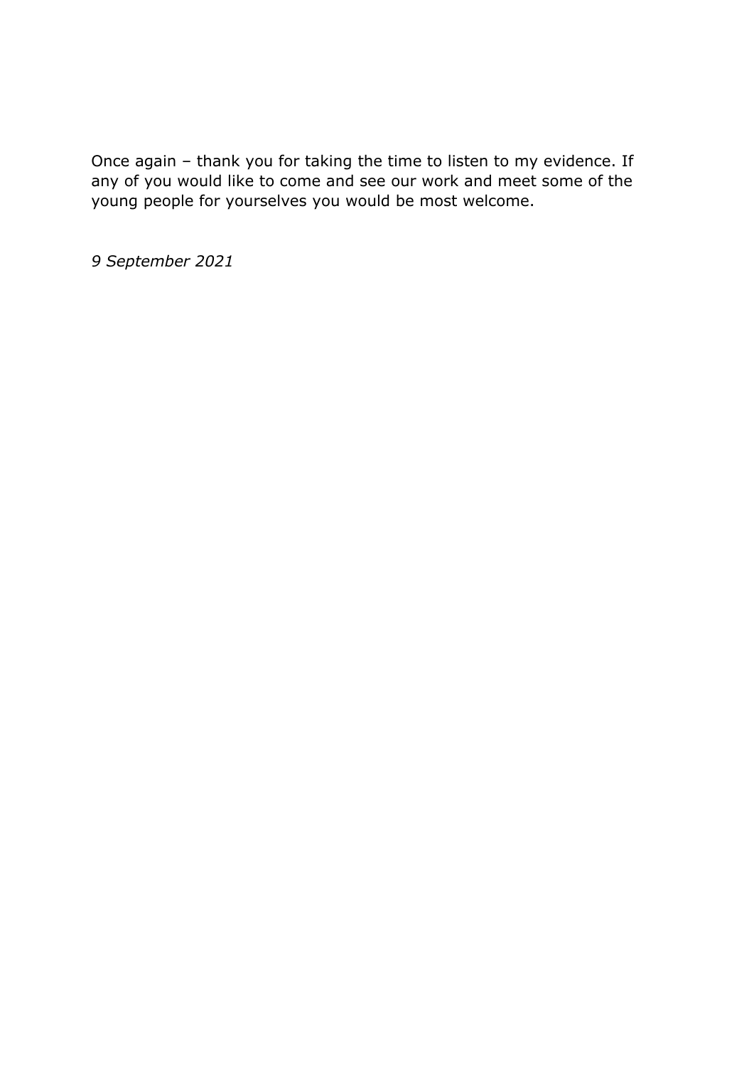Once again – thank you for taking the time to listen to my evidence. If any of you would like to come and see our work and meet some of the young people for yourselves you would be most welcome.

*9 September 2021*